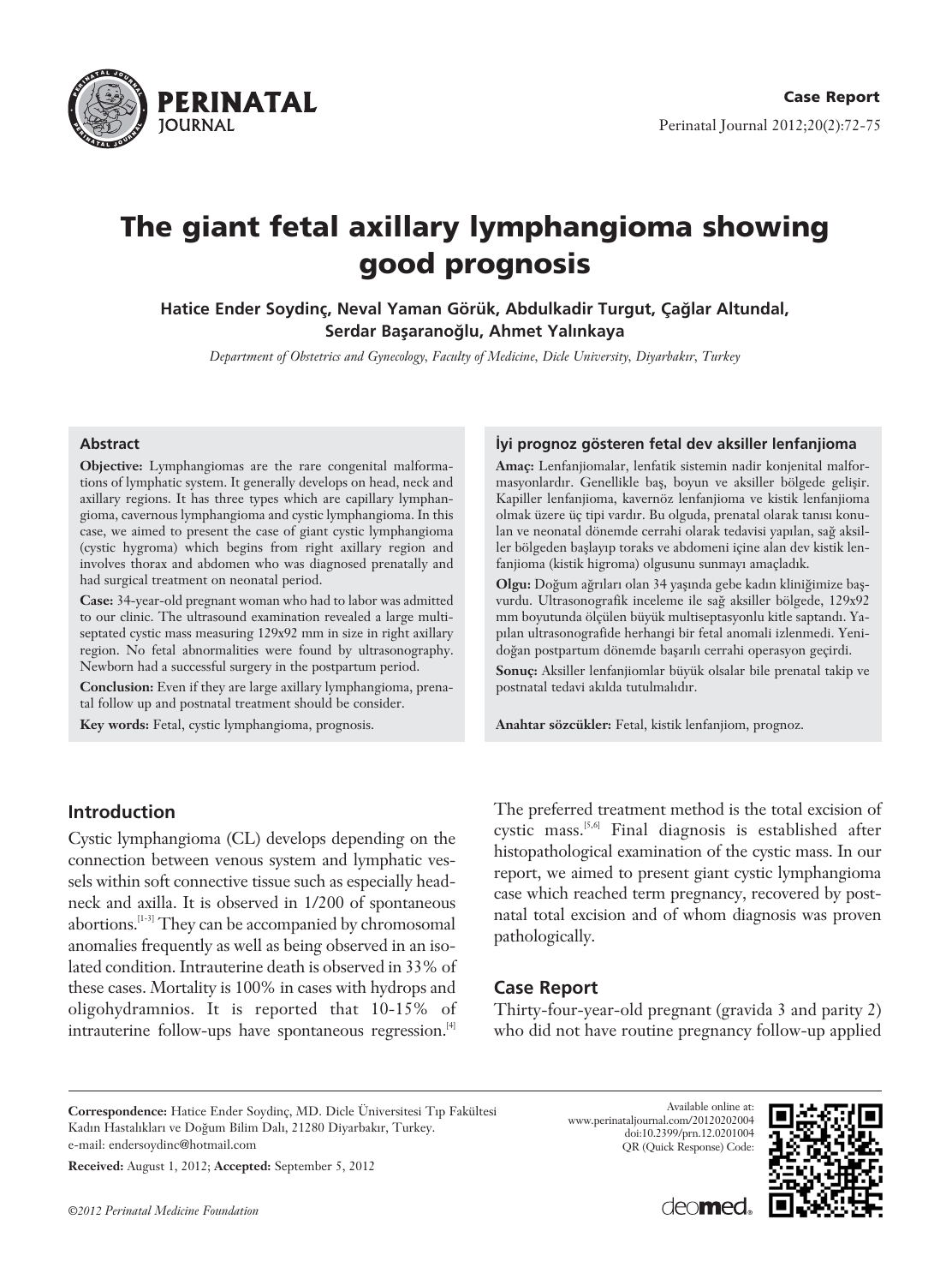Case Report

# The giant fetal axillary lymphangioma showing good prognosis

**Hatice Ender Soydinç, Neval Yaman Görük, Abdulkadir Turgut, Çağlar Altundal, Serdar Başaranoğlu, Ahmet Yalınkaya**

*Department of Obstetrics and Gynecology, Faculty of Medicine, Dicle University, Diyarbakır, Turkey*

### Abstract

**Objective:** Lymphangiomas are the rare congenital malformations of lymphatic system. It generally develops on head, neck and axillary regions. It has three types which are capillary lymphangioma, cavernous lymphangioma and cystic lymphangioma. In this case, we aimed to present the case of giant cystic lymphangioma (cystic hygroma) which begins from right axillary region and involves thorax and abdomen who was diagnosed prenatally and had surgical treatment on neonatal period.

**Case:** 34-year-old pregnant woman who had to labor was admitted to our clinic. The ultrasound examination revealed a large multiseptated cystic mass measuring 129x92 mm in size in right axillary region. No fetal abnormalities were found by ultrasonography. Newborn had a successful surgery in the postpartum period.

**Conclusion:** Even if they are large axillary lymphangioma, prenatal follow up and postnatal treatment should be consider.

**Key words:** Fetal, cystic lymphangioma, prognosis.

### İyi prognoz gösteren fetal dev aksiller lenfanjioma

**Amaç:** Lenfanjiomalar, lenfatik sistemin nadir konjenital malformasyonlarıdır. Genellikle baş, boyun ve aksiller bölgede gelişir. Kapiller lenfanjioma, kavernöz lenfanjioma ve kistik lenfanjioma olmak üzere üç tipi vardır. Bu olguda, prenatal olarak tanısı konulan ve neonatal dönemde cerrahi olarak tedavisi yapılan, sağ aksiller bölgeden başlayıp toraks ve abdomeni içine alan dev kistik lenfanjioma (kistik higroma) olgusunu sunmayı amaçladık.

**Olgu:** Doğum ağrıları olan 34 yaşında gebe kadın kliniğimize başvurdu. Ultrasonografik inceleme ile sağ aksiller bölgede, 129x92 mm boyutunda ölçülen büyük multiseptasyonlu kitle saptandı. Yapılan ultrasonografide herhangi bir fetal anomali izlenmedi. Yenidoğan postpartum dönemde başarılı cerrahi operasyon geçirdi.

**Sonuç:** Aksiller lenfanjiomlar büyük olsalar bile prenatal takip ve postnatal tedavi akılda tutulmalıdır.

**Anahtar sözcükler:** Fetal, kistik lenfanjiom, prognoz.

## Introduction

Cystic lymphangioma (CL) develops depending on the connection between venous system and lymphatic vessels within soft connective tissue such as especially head-neck and axilla. It is observed in 1/200 of spontaneous abortions.[1-3] They can be accompanied by chromosomal anomalies frequently as well as being observed in an isolated condition. Intrauterine death is observed in 33% of these cases. Mortality is 100% in cases with hydrops and oligohydramnios. It is reported that 10-15% of intrauterine follow-ups have spontaneous regression.[4] The preferred treatment method is the total excision of cystic mass.[5,6] Final diagnosis is established after histopathological examination of the cystic mass. In our report, we aimed to present giant cystic lymphangioma case which reached term pregnancy, recovered by postnatal total excision and of whom diagnosis was proven pathologically.

## Case Report

Thirty-four-year-old pregnant (gravida 3 and parity 2) who did not have routine pregnancy follow-up applied

**Correspondence:** Hatice Ender Soydinç, MD. Dicle Üniversitesi Tıp Fakültesi Kadın Hastalıkları ve Doğum Bilim Dalı, 21280 Diyarbakır, Turkey. e-mail: endersoydinc@hotmail.com

**Received:** August 1, 2012; **Accepted:** September 5, 2012

Available online at: www.perinataljournal.com/20120202004
doi:10.2399/prn.12.0201004
QR (Quick Response) Code:

©2012 Perinatal Medicine Foundation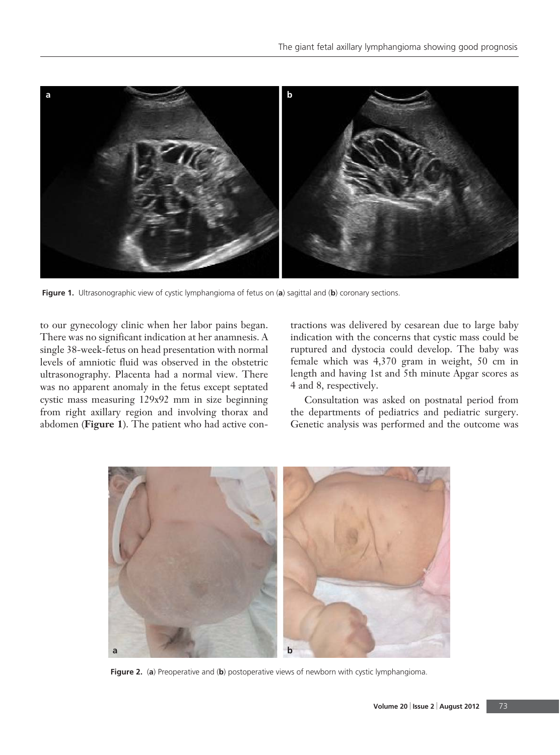Figure 1. Ultrasonographic view of cystic lymphangioma of fetus on (**a**) sagittal and (**b**) coronary sections.

to our gynecology clinic when her labor pains began. There was no significant indication at her anamnesis. A single 38-week-fetus on head presentation with normal levels of amniotic fluid was observed in the obstetric ultrasonography. Placenta had a normal view. There was no apparent anomaly in the fetus except septated cystic mass measuring 129x92 mm in size beginning from right axillary region and involving thorax and abdomen (**Figure 1**). The patient who had active contractions was delivered by cesarean due to large baby indication with the concerns that cystic mass could be ruptured and dystocia could develop. The baby was female which was 4,370 gram in weight, 50 cm in length and having 1st and 5th minute Apgar scores as 4 and 8, respectively.

Consultation was asked on postnatal period from the departments of pediatrics and pediatric surgery. Genetic analysis was performed and the outcome was

Figure 2. (**a**) Preoperative and (**b**) postoperative views of newborn with cystic lymphangioma.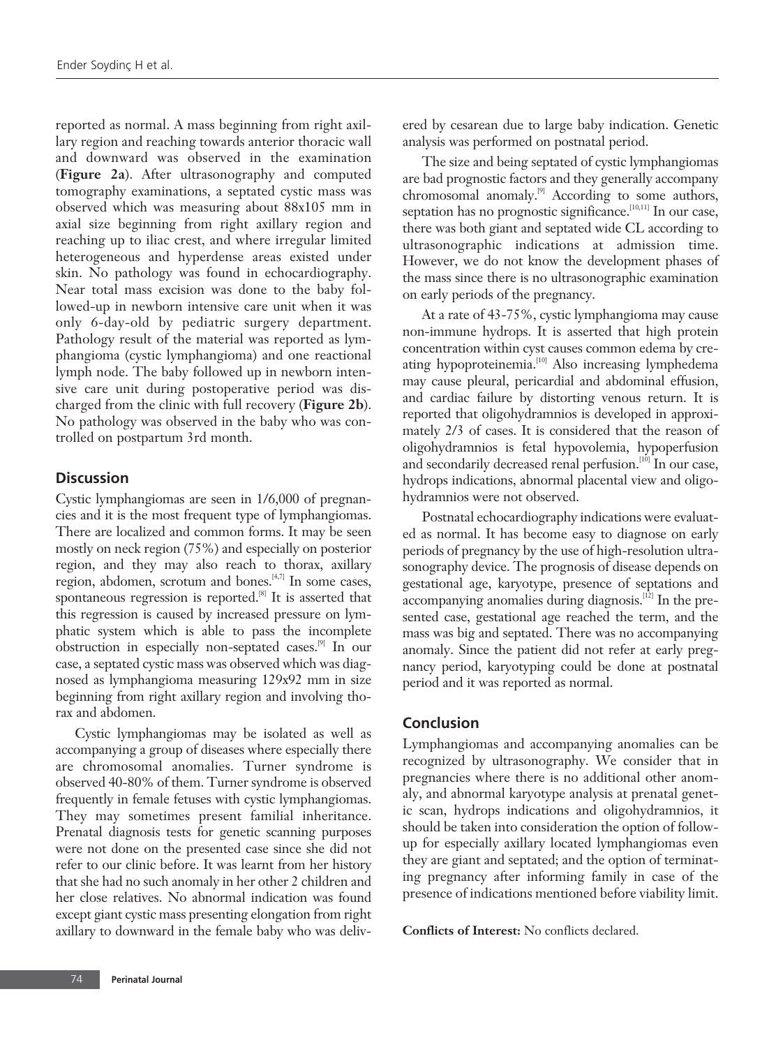reported as normal. A mass beginning from right axillary region and reaching towards anterior thoracic wall and downward was observed in the examination (**Figure 2a**). After ultrasonography and computed tomography examinations, a septated cystic mass was observed which was measuring about 88x105 mm in axial size beginning from right axillary region and reaching up to iliac crest, and where irregular limited heterogeneous and hyperdense areas existed under skin. No pathology was found in echocardiography. Near total mass excision was done to the baby followed-up in newborn intensive care unit when it was only 6-day-old by pediatric surgery department. Pathology result of the material was reported as lymphangioma (cystic lymphangioma) and one reactional lymph node. The baby followed up in newborn intensive care unit during postoperative period was discharged from the clinic with full recovery (**Figure 2b**). No pathology was observed in the baby who was controlled on postpartum 3rd month.

## Discussion

Cystic lymphangiomas are seen in 1/6,000 of pregnancies and it is the most frequent type of lymphangiomas. There are localized and common forms. It may be seen mostly on neck region (75%) and especially on posterior region, and they may also reach to thorax, axillary region, abdomen, scrotum and bones.[4,7] In some cases, spontaneous regression is reported.[8] It is asserted that this regression is caused by increased pressure on lymphatic system which is able to pass the incomplete obstruction in especially non-septated cases.[9] In our case, a septated cystic mass was observed which was diagnosed as lymphangioma measuring 129x92 mm in size beginning from right axillary region and involving thorax and abdomen.

Cystic lymphangiomas may be isolated as well as accompanying a group of diseases where especially there are chromosomal anomalies. Turner syndrome is observed 40-80% of them. Turner syndrome is observed frequently in female fetuses with cystic lymphangiomas. They may sometimes present familial inheritance. Prenatal diagnosis tests for genetic scanning purposes were not done on the presented case since she did not refer to our clinic before. It was learnt from her history that she had no such anomaly in her other 2 children and her close relatives. No abnormal indication was found except giant cystic mass presenting elongation from right axillary to downward in the female baby who was delivered by cesarean due to large baby indication. Genetic analysis was performed on postnatal period.

The size and being septated of cystic lymphangiomas are bad prognostic factors and they generally accompany chromosomal anomaly.[9] According to some authors, septation has no prognostic significance.[10,11] In our case, there was both giant and septated wide CL according to ultrasonographic indications at admission time. However, we do not know the development phases of the mass since there is no ultrasonographic examination on early periods of the pregnancy.

At a rate of 43-75%, cystic lymphangioma may cause non-immune hydrops. It is asserted that high protein concentration within cyst causes common edema by creating hypoproteinemia.[10] Also increasing lymphedema may cause pleural, pericardial and abdominal effusion, and cardiac failure by distorting venous return. It is reported that oligohydramnios is developed in approximately 2/3 of cases. It is considered that the reason of oligohydramnios is fetal hypovolemia, hypoperfusion and secondarily decreased renal perfusion.[10] In our case, hydrops indications, abnormal placental view and oligohydramnios were not observed.

Postnatal echocardiography indications were evaluated as normal. It has become easy to diagnose on early periods of pregnancy by the use of high-resolution ultrasonography device. The prognosis of disease depends on gestational age, karyotype, presence of septations and accompanying anomalies during diagnosis.[12] In the presented case, gestational age reached the term, and the mass was big and septated. There was no accompanying anomaly. Since the patient did not refer at early pregnancy period, karyotyping could be done at postnatal period and it was reported as normal.

## Conclusion

Lymphangiomas and accompanying anomalies can be recognized by ultrasonography. We consider that in pregnancies where there is no additional other anomaly, and abnormal karyotype analysis at prenatal genetic scan, hydrops indications and oligohydramnios, it should be taken into consideration the option of follow-up for especially axillary located lymphangiomas even they are giant and septated; and the option of terminating pregnancy after informing family in case of the presence of indications mentioned before viability limit.

**Conflicts of Interest:** No conflicts declared.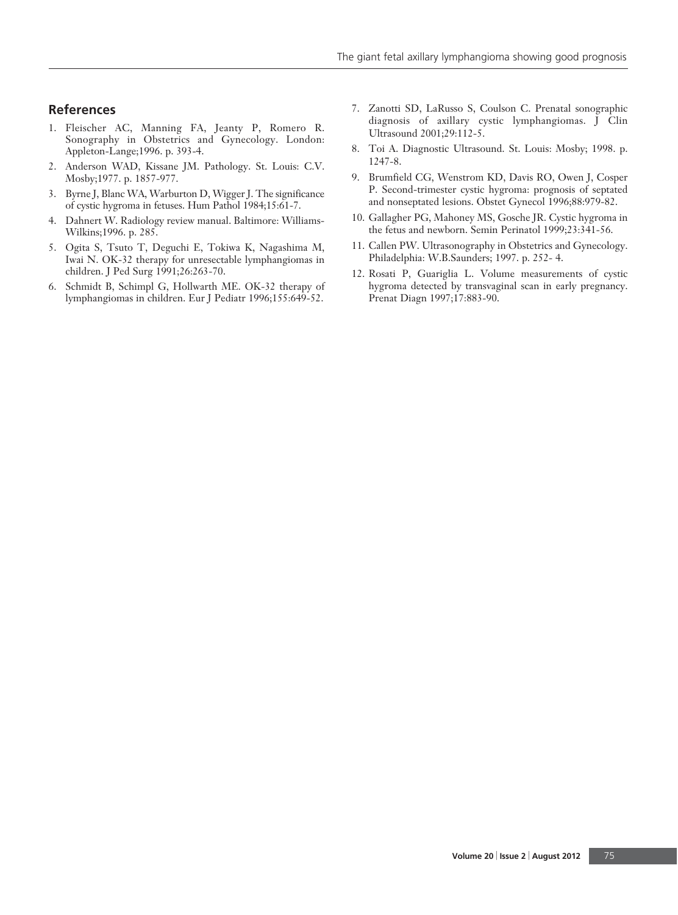## References

1. Fleischer AC, Manning FA, Jeanty P, Romero R. Sonography in Obstetrics and Gynecology. London: Appleton-Lange;1996. p. 393-4.
2. Anderson WAD, Kissane JM. Pathology. St. Louis: C.V. Mosby;1977. p. 1857-977.
3. Byrne J, Blanc WA, Warburton D, Wigger J. The significance of cystic hygroma in fetuses. Hum Pathol 1984;15:61-7.
4. Dahnert W. Radiology review manual. Baltimore: Williams-Wilkins;1996. p. 285.
5. Ogita S, Tsuto T, Deguchi E, Tokiwa K, Nagashima M, Iwai N. OK-32 therapy for unresectable lymphangiomas in children. J Ped Surg 1991;26:263-70.
6. Schmidt B, Schimpl G, Hollwarth ME. OK-32 therapy of lymphangiomas in children. Eur J Pediatr 1996;155:649-52.
7. Zanotti SD, LaRusso S, Coulson C. Prenatal sonographic diagnosis of axillary cystic lymphangiomas. J Clin Ultrasound 2001;29:112-5.
8. Toi A. Diagnostic Ultrasound. St. Louis: Mosby; 1998. p. 1247-8.
9. Brumfield CG, Wenstrom KD, Davis RO, Owen J, Cosper P. Second-trimester cystic hygroma: prognosis of septated and nonseptated lesions. Obstet Gynecol 1996;88:979-82.
10. Gallagher PG, Mahoney MS, Gosche JR. Cystic hygroma in the fetus and newborn. Semin Perinatol 1999;23:341-56.
11. Callen PW. Ultrasonography in Obstetrics and Gynecology. Philadelphia: W.B.Saunders; 1997. p. 252- 4.
12. Rosati P, Guariglia L. Volume measurements of cystic hygroma detected by transvaginal scan in early pregnancy. Prenat Diagn 1997;17:883-90.